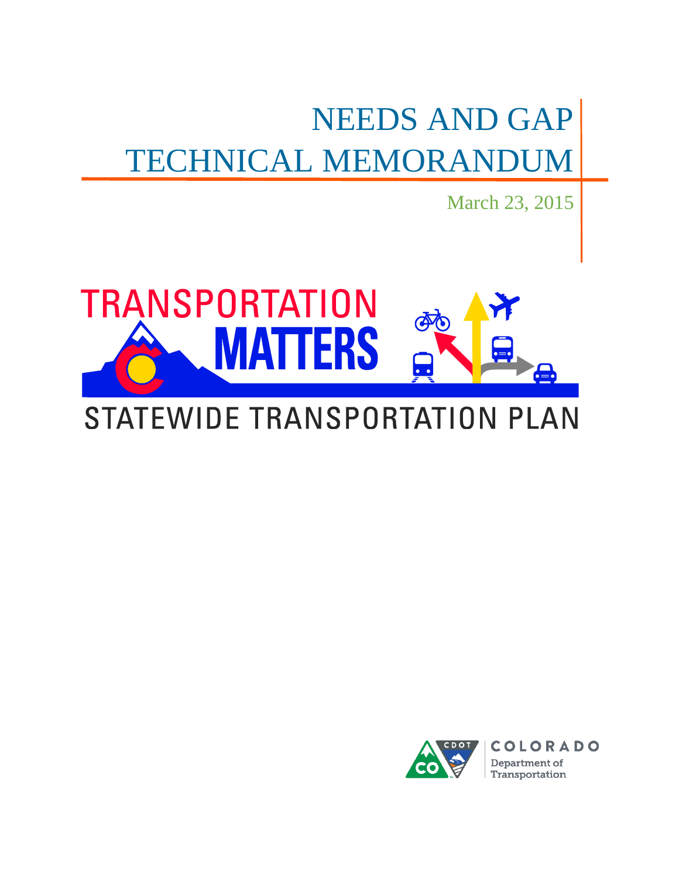# NEEDS AND GAP TECHNICAL MEMORANDUM

March 23, 2015

TRANSPORTATION MATTERS

STATEWIDE TRANSPORTATION PLAN

COLORADO Department of Transportation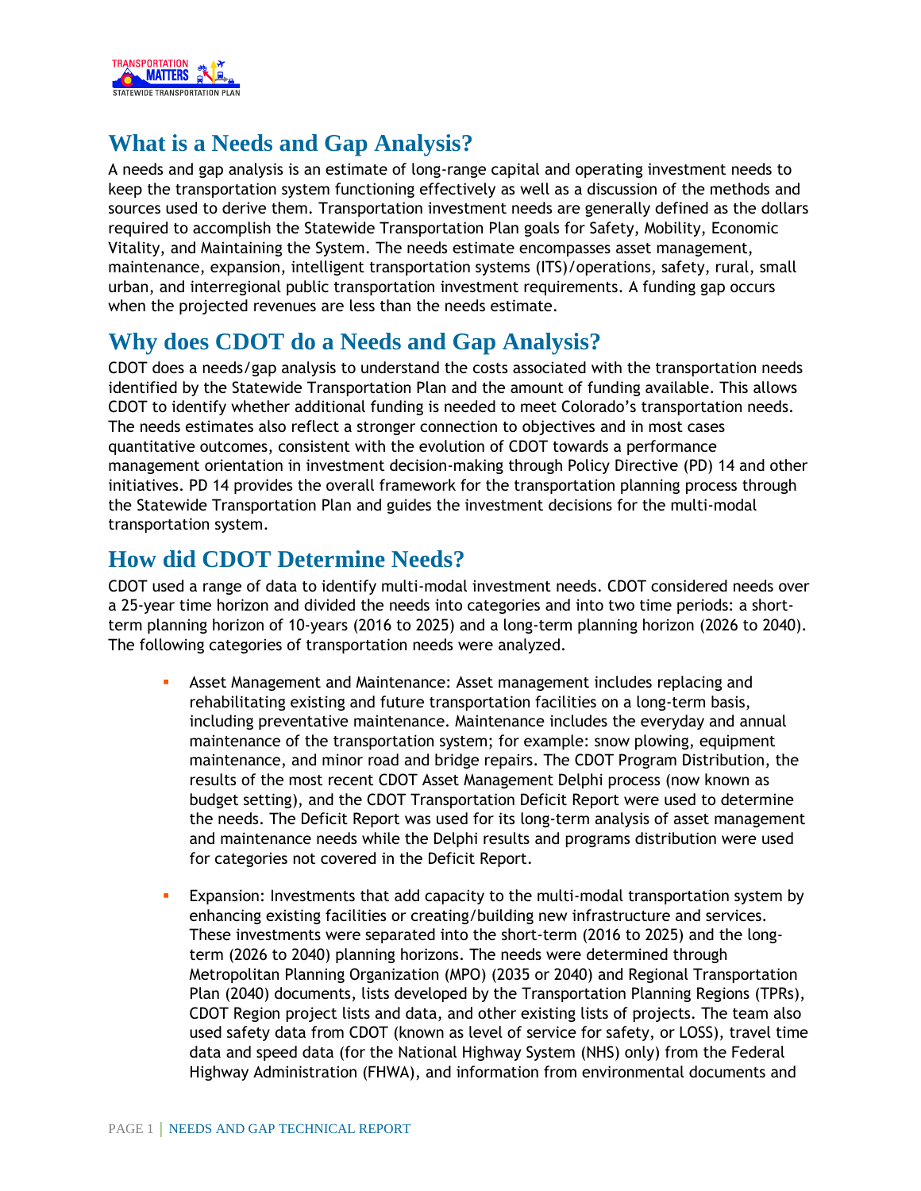## What is a Needs and Gap Analysis?

A needs and gap analysis is an estimate of long-range capital and operating investment needs to keep the transportation system functioning effectively as well as a discussion of the methods and sources used to derive them. Transportation investment needs are generally defined as the dollars required to accomplish the Statewide Transportation Plan goals for Safety, Mobility, Economic Vitality, and Maintaining the System. The needs estimate encompasses asset management, maintenance, expansion, intelligent transportation systems (ITS)/operations, safety, rural, small urban, and interregional public transportation investment requirements. A funding gap occurs when the projected revenues are less than the needs estimate.

## Why does CDOT do a Needs and Gap Analysis?

CDOT does a needs/gap analysis to understand the costs associated with the transportation needs identified by the Statewide Transportation Plan and the amount of funding available. This allows CDOT to identify whether additional funding is needed to meet Colorado's transportation needs. The needs estimates also reflect a stronger connection to objectives and in most cases quantitative outcomes, consistent with the evolution of CDOT towards a performance management orientation in investment decision-making through Policy Directive (PD) 14 and other initiatives. PD 14 provides the overall framework for the transportation planning process through the Statewide Transportation Plan and guides the investment decisions for the multi-modal transportation system.

## How did CDOT Determine Needs?

CDOT used a range of data to identify multi-modal investment needs. CDOT considered needs over a 25-year time horizon and divided the needs into categories and into two time periods: a short-term planning horizon of 10-years (2016 to 2025) and a long-term planning horizon (2026 to 2040). The following categories of transportation needs were analyzed.

- Asset Management and Maintenance: Asset management includes replacing and rehabilitating existing and future transportation facilities on a long-term basis, including preventative maintenance. Maintenance includes the everyday and annual maintenance of the transportation system; for example: snow plowing, equipment maintenance, and minor road and bridge repairs. The CDOT Program Distribution, the results of the most recent CDOT Asset Management Delphi process (now known as budget setting), and the CDOT Transportation Deficit Report were used to determine the needs. The Deficit Report was used for its long-term analysis of asset management and maintenance needs while the Delphi results and programs distribution were used for categories not covered in the Deficit Report.

- Expansion: Investments that add capacity to the multi-modal transportation system by enhancing existing facilities or creating/building new infrastructure and services. These investments were separated into the short-term (2016 to 2025) and the long-term (2026 to 2040) planning horizons. The needs were determined through Metropolitan Planning Organization (MPO) (2035 or 2040) and Regional Transportation Plan (2040) documents, lists developed by the Transportation Planning Regions (TPRs), CDOT Region project lists and data, and other existing lists of projects. The team also used safety data from CDOT (known as level of service for safety, or LOSS), travel time data and speed data (for the National Highway System (NHS) only) from the Federal Highway Administration (FHWA), and information from environmental documents and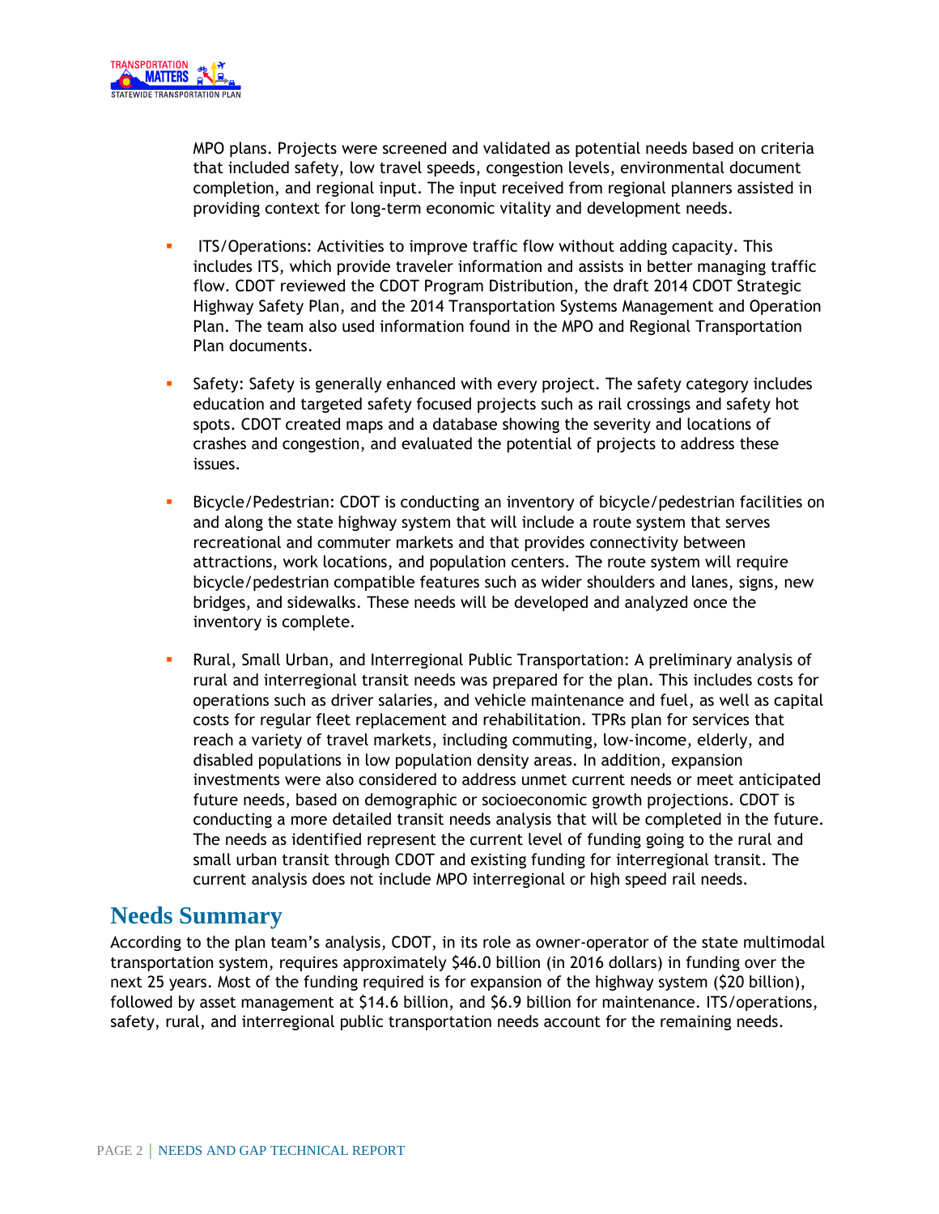MPO plans. Projects were screened and validated as potential needs based on criteria that included safety, low travel speeds, congestion levels, environmental document completion, and regional input. The input received from regional planners assisted in providing context for long-term economic vitality and development needs.

- ITS/Operations: Activities to improve traffic flow without adding capacity. This includes ITS, which provide traveler information and assists in better managing traffic flow. CDOT reviewed the CDOT Program Distribution, the draft 2014 CDOT Strategic Highway Safety Plan, and the 2014 Transportation Systems Management and Operation Plan. The team also used information found in the MPO and Regional Transportation Plan documents.

- Safety: Safety is generally enhanced with every project. The safety category includes education and targeted safety focused projects such as rail crossings and safety hot spots. CDOT created maps and a database showing the severity and locations of crashes and congestion, and evaluated the potential of projects to address these issues.

- Bicycle/Pedestrian: CDOT is conducting an inventory of bicycle/pedestrian facilities on and along the state highway system that will include a route system that serves recreational and commuter markets and that provides connectivity between attractions, work locations, and population centers. The route system will require bicycle/pedestrian compatible features such as wider shoulders and lanes, signs, new bridges, and sidewalks. These needs will be developed and analyzed once the inventory is complete.

- Rural, Small Urban, and Interregional Public Transportation: A preliminary analysis of rural and interregional transit needs was prepared for the plan. This includes costs for operations such as driver salaries, and vehicle maintenance and fuel, as well as capital costs for regular fleet replacement and rehabilitation. TPRs plan for services that reach a variety of travel markets, including commuting, low-income, elderly, and disabled populations in low population density areas. In addition, expansion investments were also considered to address unmet current needs or meet anticipated future needs, based on demographic or socioeconomic growth projections. CDOT is conducting a more detailed transit needs analysis that will be completed in the future. The needs as identified represent the current level of funding going to the rural and small urban transit through CDOT and existing funding for interregional transit. The current analysis does not include MPO interregional or high speed rail needs.

## Needs Summary

According to the plan team's analysis, CDOT, in its role as owner-operator of the state multimodal transportation system, requires approximately $46.0 billion (in 2016 dollars) in funding over the next 25 years. Most of the funding required is for expansion of the highway system ($20 billion), followed by asset management at $14.6 billion, and $6.9 billion for maintenance. ITS/operations, safety, rural, and interregional public transportation needs account for the remaining needs.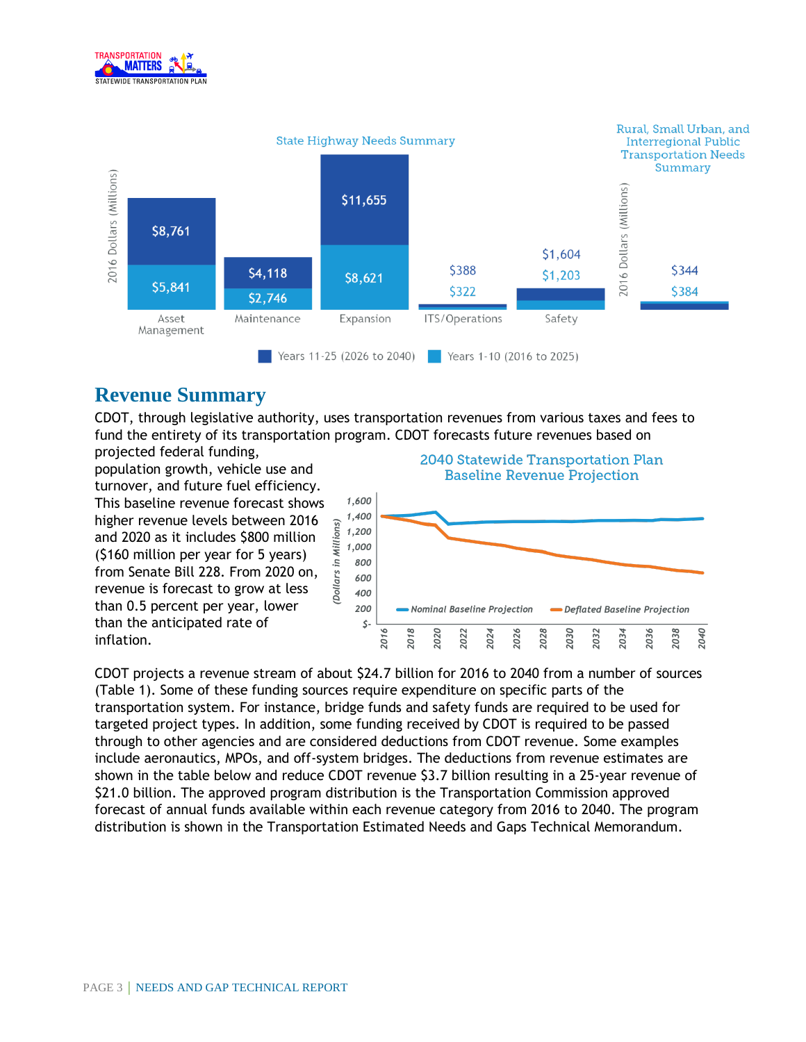State Highway Needs Summary

| | Asset Management | Maintenance | Expansion | ITS/Operations | Safety |
|---|---|---|---|---|---|
| Years 11-25 (2026 to 2040) | $8,761 | $4,118 | $11,655 | $388 | $1,604 |
| Years 1-10 (2016 to 2025) | $5,841 | $2,746 | $8,621 | $322 | $1,203 |

2016 Dollars (Millions)

Rural, Small Urban, and Interregional Public Transportation Needs Summary

| | Transit |
|---|---|
| Years 11-25 (2026 to 2040) | $344 |
| Years 1-10 (2016 to 2025) | $384 |

2016 Dollars (Millions)

## Revenue Summary

CDOT, through legislative authority, uses transportation revenues from various taxes and fees to fund the entirety of its transportation program. CDOT forecasts future revenues based on projected federal funding, population growth, vehicle use and turnover, and future fuel efficiency. This baseline revenue forecast shows higher revenue levels between 2016 and 2020 as it includes $800 million ($160 million per year for 5 years) from Senate Bill 228. From 2020 on, revenue is forecast to grow at less than 0.5 percent per year, lower than the anticipated rate of inflation.

2040 Statewide Transportation Plan Baseline Revenue Projection

(Dollars in Millions) — Nominal Baseline Projection; Deflated Baseline Projection (2016–2040)

CDOT projects a revenue stream of about $24.7 billion for 2016 to 2040 from a number of sources (Table 1). Some of these funding sources require expenditure on specific parts of the transportation system. For instance, bridge funds and safety funds are required to be used for targeted project types. In addition, some funding received by CDOT is required to be passed through to other agencies and are considered deductions from CDOT revenue. Some examples include aeronautics, MPOs, and off-system bridges. The deductions from revenue estimates are shown in the table below and reduce CDOT revenue $3.7 billion resulting in a 25-year revenue of $21.0 billion. The approved program distribution is the Transportation Commission approved forecast of annual funds available within each revenue category from 2016 to 2040. The program distribution is shown in the Transportation Estimated Needs and Gaps Technical Memorandum.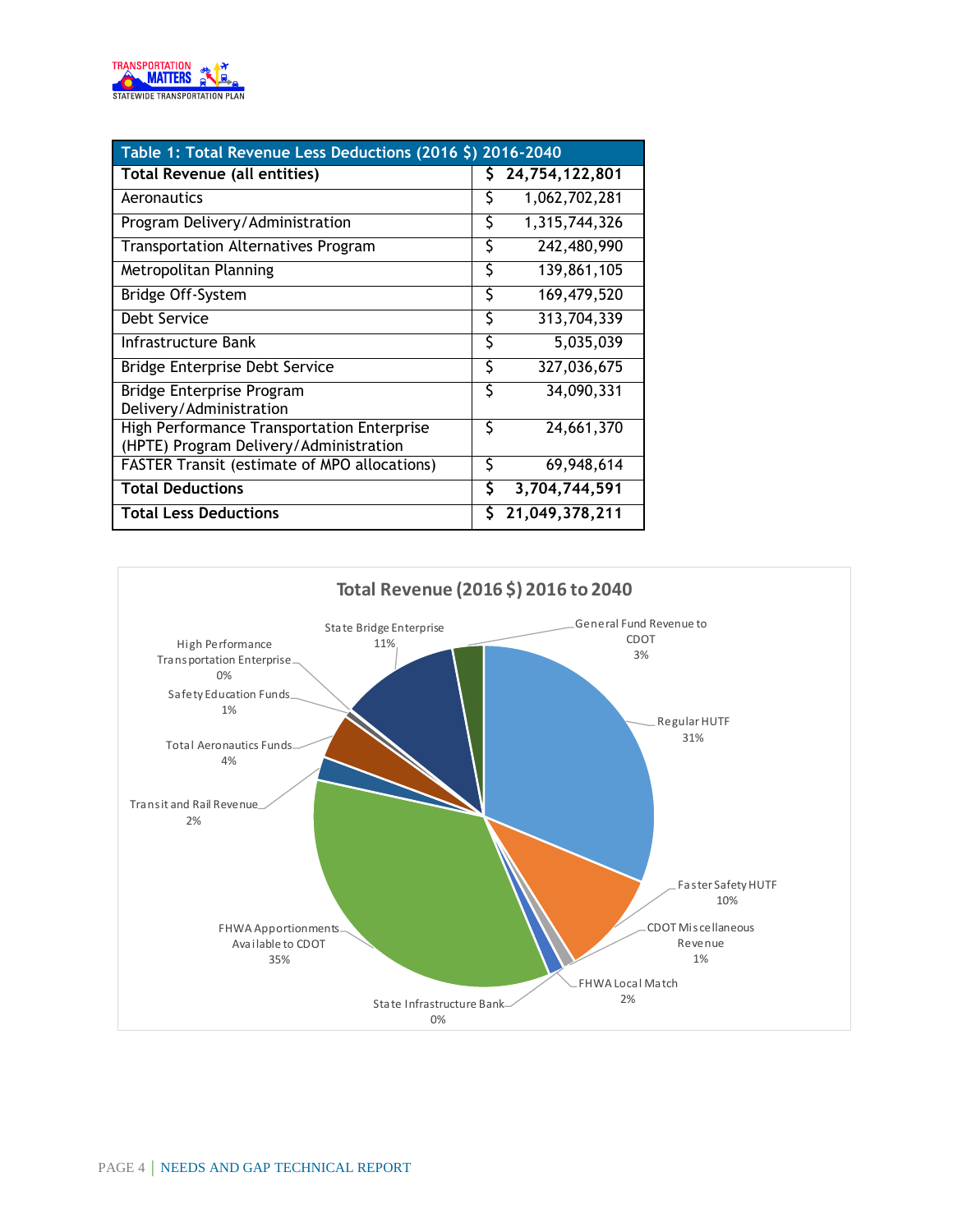| Table 1: Total Revenue Less Deductions (2016 $) 2016-2040 | |
|---|---|
| **Total Revenue (all entities)** | **$ 24,754,122,801** |
| Aeronautics | $ 1,062,702,281 |
| Program Delivery/Administration | $ 1,315,744,326 |
| Transportation Alternatives Program | $ 242,480,990 |
| Metropolitan Planning | $ 139,861,105 |
| Bridge Off-System | $ 169,479,520 |
| Debt Service | $ 313,704,339 |
| Infrastructure Bank | $ 5,035,039 |
| Bridge Enterprise Debt Service | $ 327,036,675 |
| Bridge Enterprise Program Delivery/Administration | $ 34,090,331 |
| High Performance Transportation Enterprise (HPTE) Program Delivery/Administration | $ 24,661,370 |
| FASTER Transit (estimate of MPO allocations) | $ 69,948,614 |
| **Total Deductions** | **$ 3,704,744,591** |
| **Total Less Deductions** | **$ 21,049,378,211** |

**Total Revenue (2016 $) 2016 to 2040**

| Category | Share |
|---|---|
| Regular HUTF | 31% |
| Faster Safety HUTF | 10% |
| CDOT Miscellaneous Revenue | 1% |
| FHWA Local Match | 2% |
| State Infrastructure Bank | 0% |
| FHWA Apportionments Available to CDOT | 35% |
| Transit and Rail Revenue | 2% |
| Total Aeronautics Funds | 4% |
| Safety Education Funds | 1% |
| High Performance Transportation Enterprise | 0% |
| State Bridge Enterprise | 11% |
| General Fund Revenue to CDOT | 3% |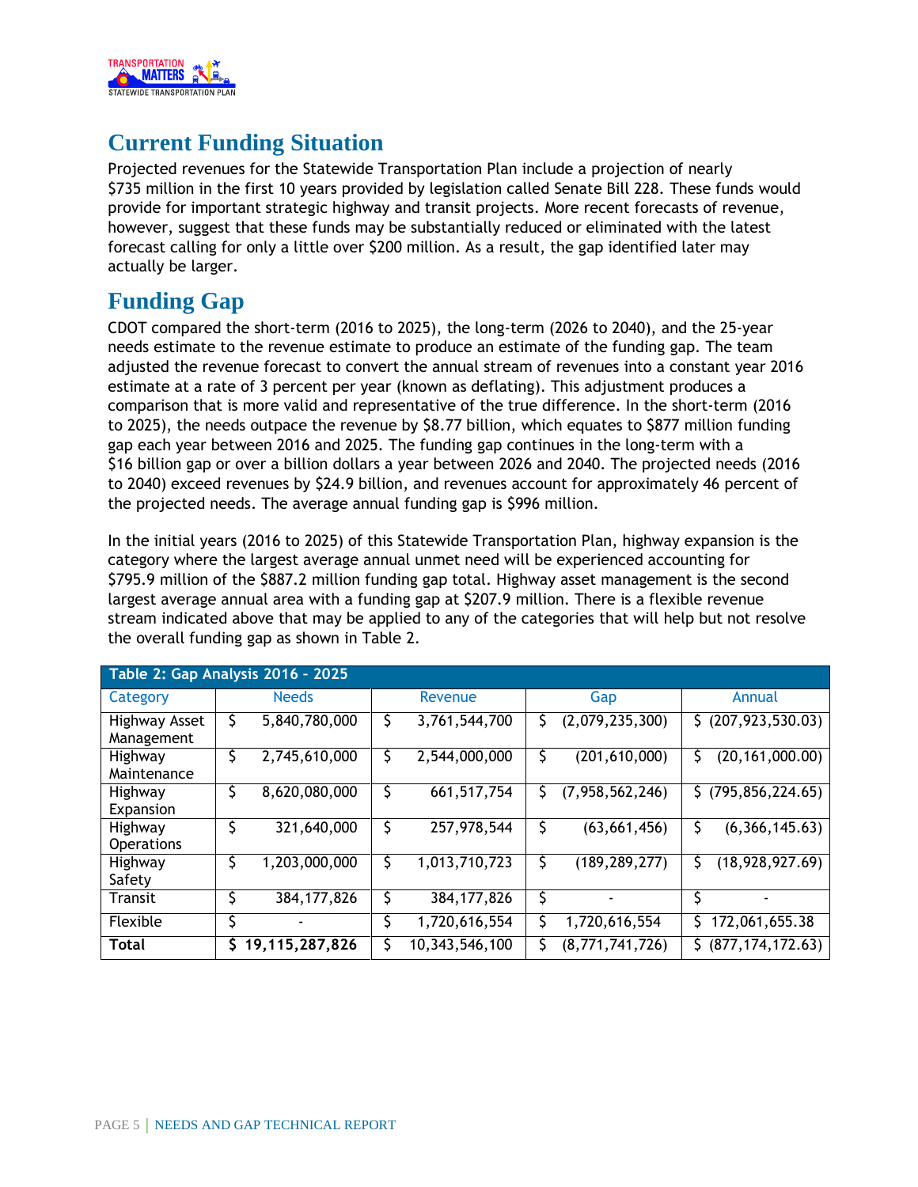# Current Funding Situation

Projected revenues for the Statewide Transportation Plan include a projection of nearly $735 million in the first 10 years provided by legislation called Senate Bill 228. These funds would provide for important strategic highway and transit projects. More recent forecasts of revenue, however, suggest that these funds may be substantially reduced or eliminated with the latest forecast calling for only a little over $200 million. As a result, the gap identified later may actually be larger.

# Funding Gap

CDOT compared the short-term (2016 to 2025), the long-term (2026 to 2040), and the 25-year needs estimate to the revenue estimate to produce an estimate of the funding gap. The team adjusted the revenue forecast to convert the annual stream of revenues into a constant year 2016 estimate at a rate of 3 percent per year (known as deflating). This adjustment produces a comparison that is more valid and representative of the true difference. In the short-term (2016 to 2025), the needs outpace the revenue by $8.77 billion, which equates to $877 million funding gap each year between 2016 and 2025. The funding gap continues in the long-term with a $16 billion gap or over a billion dollars a year between 2026 and 2040. The projected needs (2016 to 2040) exceed revenues by $24.9 billion, and revenues account for approximately 46 percent of the projected needs. The average annual funding gap is $996 million.

In the initial years (2016 to 2025) of this Statewide Transportation Plan, highway expansion is the category where the largest average annual unmet need will be experienced accounting for $795.9 million of the $887.2 million funding gap total. Highway asset management is the second largest average annual area with a funding gap at $207.9 million. There is a flexible revenue stream indicated above that may be applied to any of the categories that will help but not resolve the overall funding gap as shown in Table 2.

**Table 2: Gap Analysis 2016 - 2025**

| Category | Needs | Revenue | Gap | Annual |
|---|---|---|---|---|
| Highway Asset Management | $ 5,840,780,000 | $ 3,761,544,700 | $ (2,079,235,300) | $ (207,923,530.03) |
| Highway Maintenance | $ 2,745,610,000 | $ 2,544,000,000 | $ (201,610,000) | $ (20,161,000.00) |
| Highway Expansion | $ 8,620,080,000 | $ 661,517,754 | $ (7,958,562,246) | $ (795,856,224.65) |
| Highway Operations | $ 321,640,000 | $ 257,978,544 | $ (63,661,456) | $ (6,366,145.63) |
| Highway Safety | $ 1,203,000,000 | $ 1,013,710,723 | $ (189,289,277) | $ (18,928,927.69) |
| Transit | $ 384,177,826 | $ 384,177,826 | $ - | $ - |
| Flexible | $ - | $ 1,720,616,554 | $ 1,720,616,554 | $ 172,061,655.38 |
| **Total** | **$ 19,115,287,826** | $ 10,343,546,100 | $ (8,771,741,726) | $ (877,174,172.63) |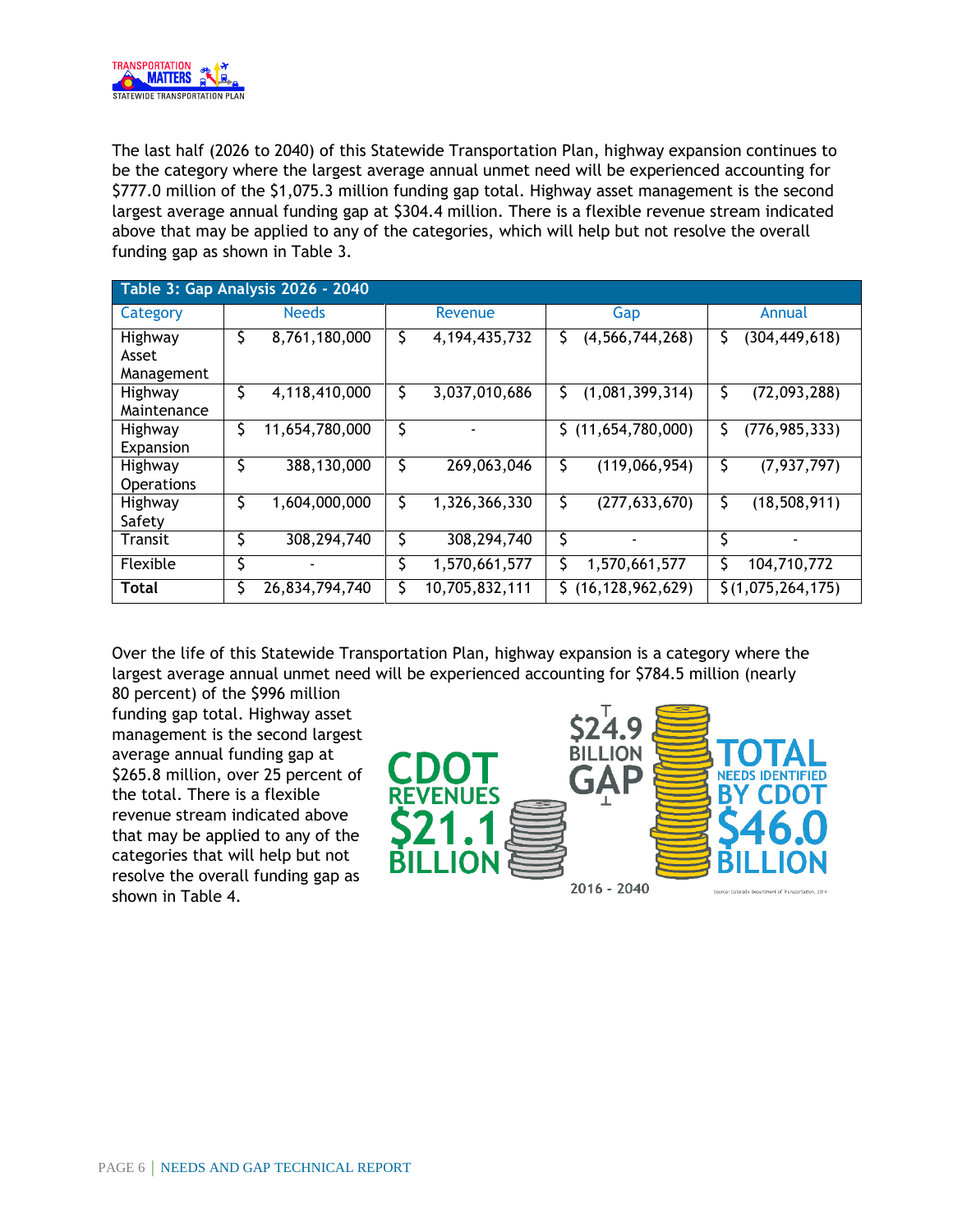The last half (2026 to 2040) of this Statewide Transportation Plan, highway expansion continues to be the category where the largest average annual unmet need will be experienced accounting for $777.0 million of the $1,075.3 million funding gap total. Highway asset management is the second largest average annual funding gap at $304.4 million. There is a flexible revenue stream indicated above that may be applied to any of the categories, which will help but not resolve the overall funding gap as shown in Table 3.

| Table 3: Gap Analysis 2026 - 2040 | | | | |
|---|---|---|---|---|
| Category | Needs | Revenue | Gap | Annual |
| Highway Asset Management | $ 8,761,180,000 | $ 4,194,435,732 | $ (4,566,744,268) | $ (304,449,618) |
| Highway Maintenance | $ 4,118,410,000 | $ 3,037,010,686 | $ (1,081,399,314) | $ (72,093,288) |
| Highway Expansion | $ 11,654,780,000 | $ - | $ (11,654,780,000) | $ (776,985,333) |
| Highway Operations | $ 388,130,000 | $ 269,063,046 | $ (119,066,954) | $ (7,937,797) |
| Highway Safety | $ 1,604,000,000 | $ 1,326,366,330 | $ (277,633,670) | $ (18,508,911) |
| Transit | $ 308,294,740 | $ 308,294,740 | $ - | $ - |
| Flexible | $ - | $ 1,570,661,577 | $ 1,570,661,577 | $ 104,710,772 |
| **Total** | $ 26,834,794,740 | $ 10,705,832,111 | $ (16,128,962,629) | $ (1,075,264,175) |

Over the life of this Statewide Transportation Plan, highway expansion is a category where the largest average annual unmet need will be experienced accounting for $784.5 million (nearly 80 percent) of the $996 million funding gap total. Highway asset management is the second largest average annual funding gap at $265.8 million, over 25 percent of the total. There is a flexible revenue stream indicated above that may be applied to any of the categories that will help but not resolve the overall funding gap as shown in Table 4.

CDOT REVENUES $21.1 BILLION

$24.9 BILLION GAP

TOTAL NEEDS IDENTIFIED BY CDOT $46.0 BILLION

2016 - 2040

Source: Colorado Department of Transportation, 2014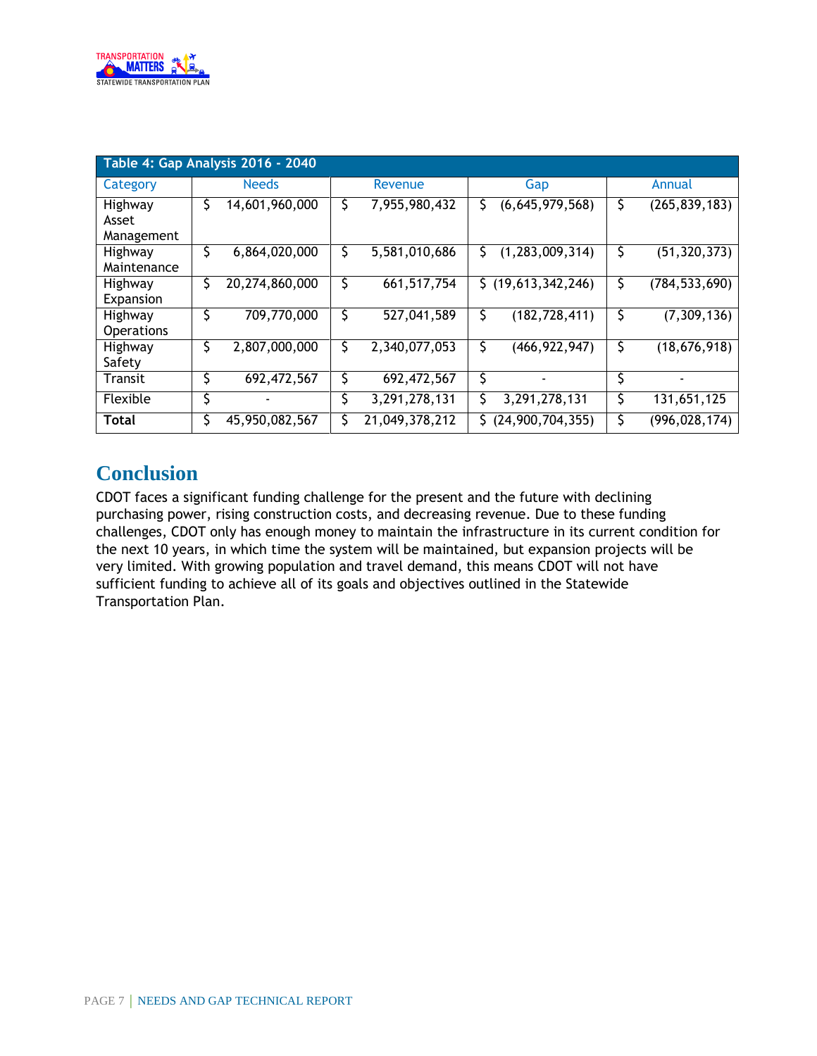| Table 4: Gap Analysis 2016 - 2040 | | | | |
|---|---|---|---|---|
| Category | Needs | Revenue | Gap | Annual |
| Highway Asset Management | $ 14,601,960,000 | $ 7,955,980,432 | $ (6,645,979,568) | $ (265,839,183) |
| Highway Maintenance | $ 6,864,020,000 | $ 5,581,010,686 | $ (1,283,009,314) | $ (51,320,373) |
| Highway Expansion | $ 20,274,860,000 | $ 661,517,754 | $ (19,613,342,246) | $ (784,533,690) |
| Highway Operations | $ 709,770,000 | $ 527,041,589 | $ (182,728,411) | $ (7,309,136) |
| Highway Safety | $ 2,807,000,000 | $ 2,340,077,053 | $ (466,922,947) | $ (18,676,918) |
| Transit | $ 692,472,567 | $ 692,472,567 | $ - | $ - |
| Flexible | $ - | $ 3,291,278,131 | $ 3,291,278,131 | $ 131,651,125 |
| **Total** | $ 45,950,082,567 | $ 21,049,378,212 | $ (24,900,704,355) | $ (996,028,174) |

# Conclusion

CDOT faces a significant funding challenge for the present and the future with declining purchasing power, rising construction costs, and decreasing revenue. Due to these funding challenges, CDOT only has enough money to maintain the infrastructure in its current condition for the next 10 years, in which time the system will be maintained, but expansion projects will be very limited. With growing population and travel demand, this means CDOT will not have sufficient funding to achieve all of its goals and objectives outlined in the Statewide Transportation Plan.